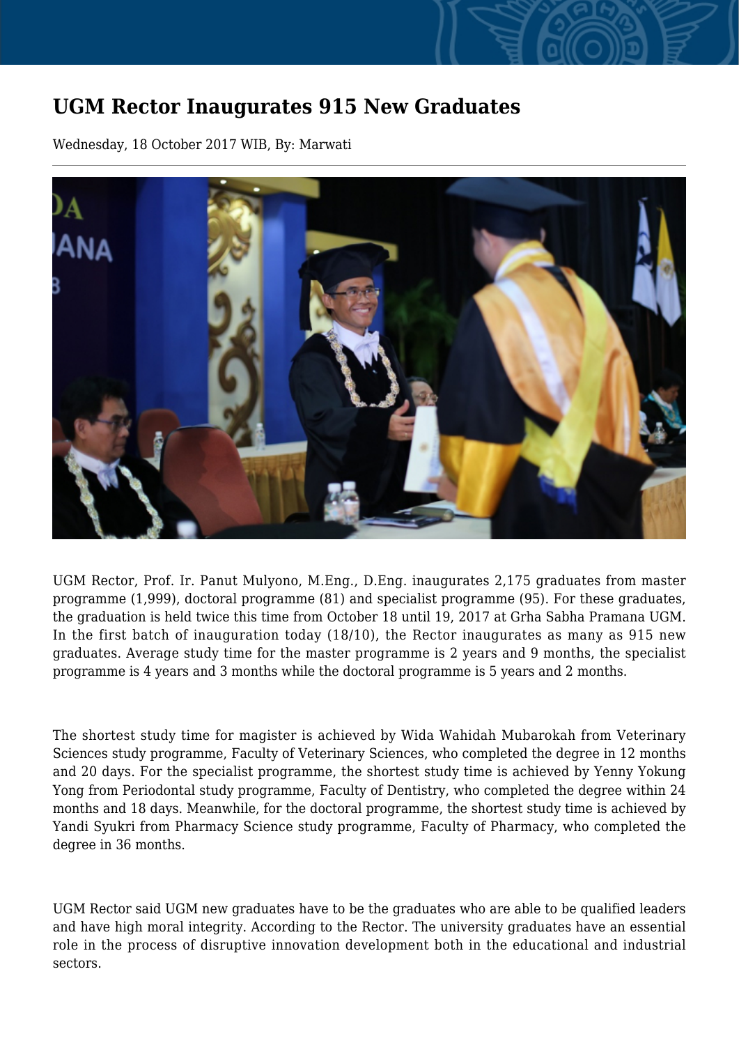# UGM Rector Inaugurates 915 New Graduates

Wednesday, 18 October 2017 WIB, By: Marwati

UGM Rector, Prof. Ir. Panut Mulyono, M.Eng., D.Eng. inaugurates 2,175 graduates from master programme (1,999), doctoral programme (81) and specialist programme (95). For these graduates, the graduation is held twice this time from October 18 until 19, 2017 at Grha Sabha Pramana UGM. In the first batch of inauguration today (18/10), the Rector inaugurates as many as 915 new graduates. Average study time for the master programme is 2 years and 9 months, the specialist programme is 4 years and 3 months while the doctoral programme is 5 years and 2 months.

The shortest study time for magister is achieved by Wida Wahidah Mubarokah from Veterinary Sciences study programme, Faculty of Veterinary Sciences, who completed the degree in 12 months and 20 days. For the specialist programme, the shortest study time is achieved by Yenny Yokung Yong from Periodontal study programme, Faculty of Dentistry, who completed the degree within 24 months and 18 days. Meanwhile, for the doctoral programme, the shortest study time is achieved by Yandi Syukri from Pharmacy Science study programme, Faculty of Pharmacy, who completed the degree in 36 months.

UGM Rector said UGM new graduates have to be the graduates who are able to be qualified leaders and have high moral integrity. According to the Rector. The university graduates have an essential role in the process of disruptive innovation development both in the educational and industrial sectors.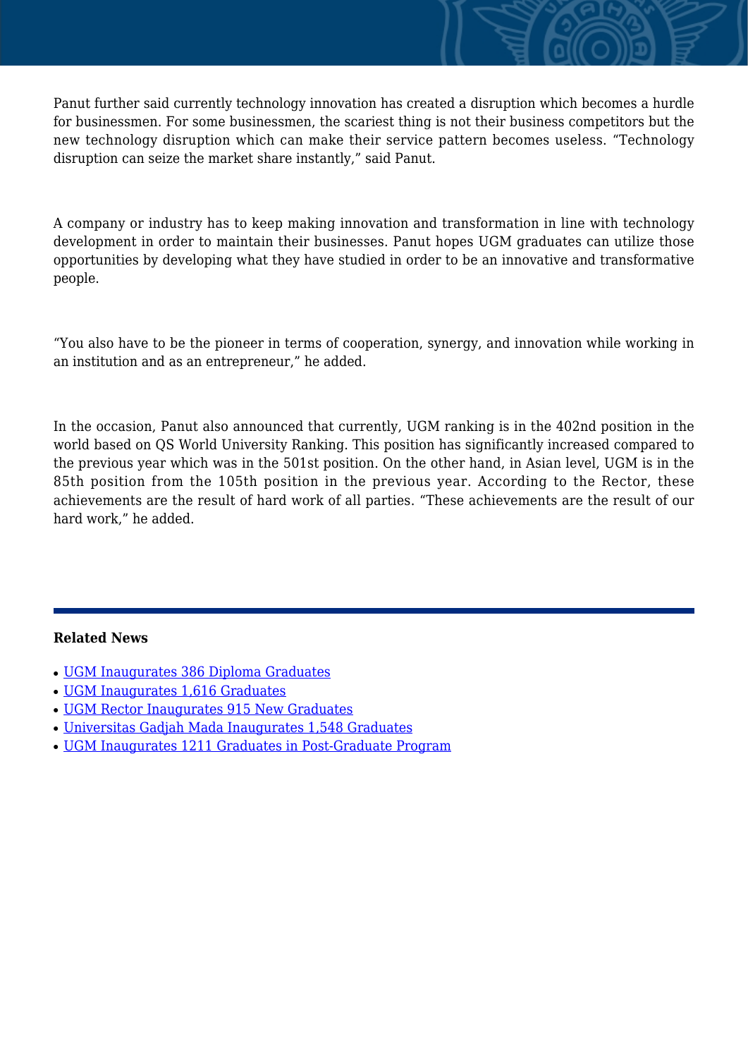Panut further said currently technology innovation has created a disruption which becomes a hurdle for businessmen. For some businessmen, the scariest thing is not their business competitors but the new technology disruption which can make their service pattern becomes useless. "Technology disruption can seize the market share instantly," said Panut.

A company or industry has to keep making innovation and transformation in line with technology development in order to maintain their businesses. Panut hopes UGM graduates can utilize those opportunities by developing what they have studied in order to be an innovative and transformative people.

"You also have to be the pioneer in terms of cooperation, synergy, and innovation while working in an institution and as an entrepreneur," he added.

In the occasion, Panut also announced that currently, UGM ranking is in the 402nd position in the world based on QS World University Ranking. This position has significantly increased compared to the previous year which was in the 501st position. On the other hand, in Asian level, UGM is in the 85th position from the 105th position in the previous year. According to the Rector, these achievements are the result of hard work of all parties. "These achievements are the result of our hard work," he added.

---

**Related News**

- UGM Inaugurates 386 Diploma Graduates
- UGM Inaugurates 1,616 Graduates
- UGM Rector Inaugurates 915 New Graduates
- Universitas Gadjah Mada Inaugurates 1,548 Graduates
- UGM Inaugurates 1211 Graduates in Post-Graduate Program